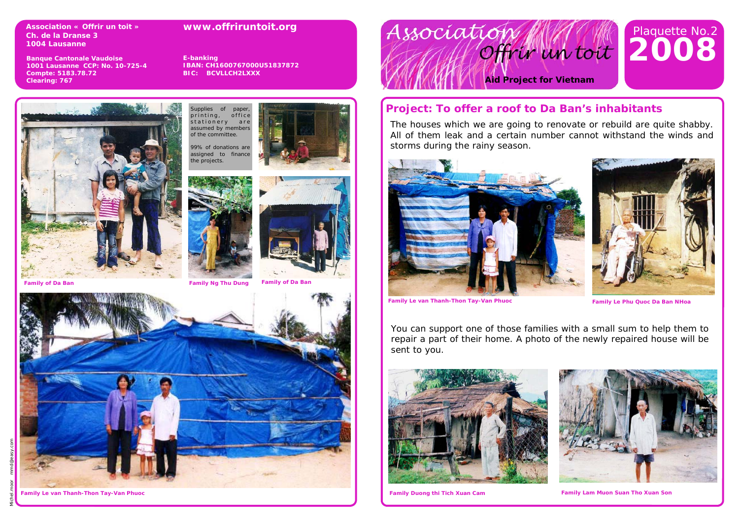**Association « Offrir un toit »**
**Ch. de la Dranse 3**
**1004 Lausanne**

**Banque Cantonale Vaudoise**
**1001 Lausanne CCP: No. 10-725-4**
**Compte: 5183.78.72**
**Clearing: 767**

**www.offriruntoit.org**

**E-banking**
**IBAN: CH1600767000U51837872**
**BIC: BCVLLCH2LXXX**

Supplies of paper, printing, office stationery are assumed by members of the committee.

99% of donations are assigned to finance the projects.

Family of Da Ban

Family Ng Thu Dung

Family of Da Ban

Family Le van Thanh-Thon Tay-Van Phuoc

# Association Offrir un toit

**Aid Project for Vietnam**

Plaquette No.2
**2008**

## Project: To offer a roof to Da Ban's inhabitants

The houses which we are going to renovate or rebuild are quite shabby. All of them leak and a certain number cannot withstand the winds and storms during the rainy season.

Family Le van Thanh-Thon Tay-Van Phuoc

Family Le Phu Quoc Da Ban NHoa

You can support one of those families with a small sum to help them to repair a part of their home. A photo of the newly repaired house will be sent to you.

Family Duong thi Tich Xuan Cam

Family Lam Muon Suan Tho Xuan Son

Michel.moor mmd@easy.com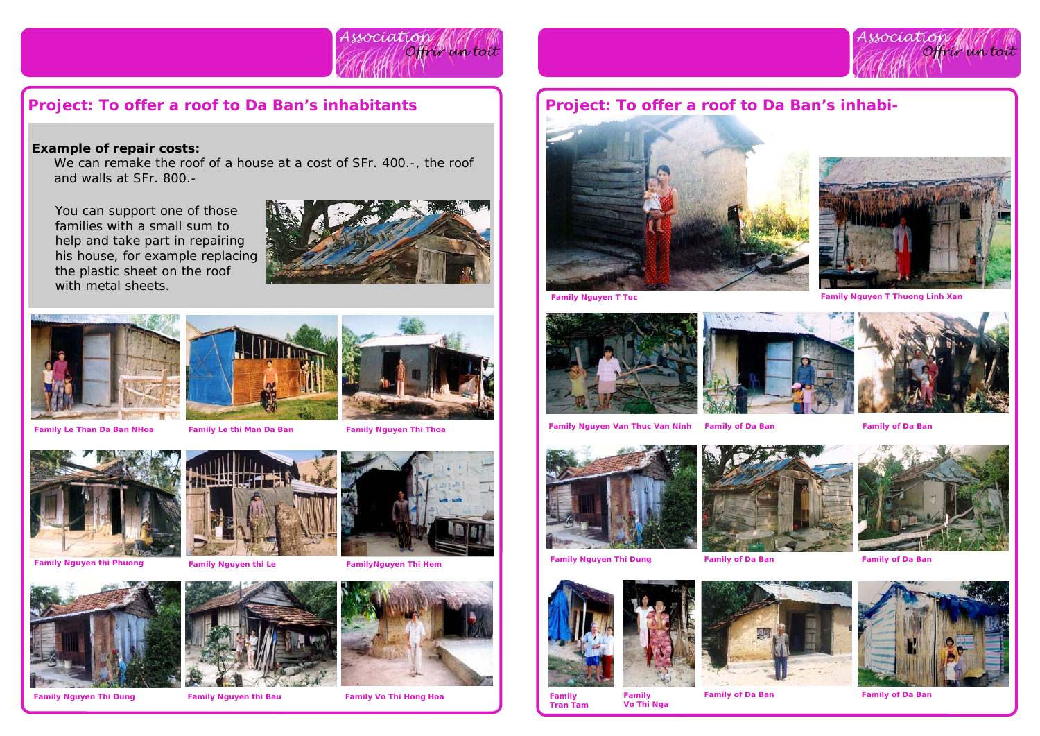## Project: To offer a roof to Da Ban's inhabitants

**Example of repair costs:**

We can remake the roof of a house at a cost of SFr. 400.-, the roof and walls at SFr. 800.-

You can support one of those families with a small sum to help and take part in repairing his house, for example replacing the plastic sheet on the roof with metal sheets.

Family Le Than Da Ban NHoa

Family Le thi Man Da Ban

Family Nguyen Thi Thoa

Family Nguyen thi Phuong

Family Nguyen thi Le

FamilyNguyen Thi Hem

Family Nguyen Thi Dung

Family Nguyen thi Bau

Family Vo Thi Hong Hoa

## Project: To offer a roof to Da Ban's inhabi-

Family Nguyen T Tuc

Family Nguyen T Thuong Linh Xan

Family Nguyen Van Thuc Van Ninh

Family of Da Ban

Family of Da Ban

Family Nguyen Thi Dung

Family of Da Ban

Family of Da Ban

Family Tran Tam

Family Vo Thi Nga

Family of Da Ban

Family of Da Ban